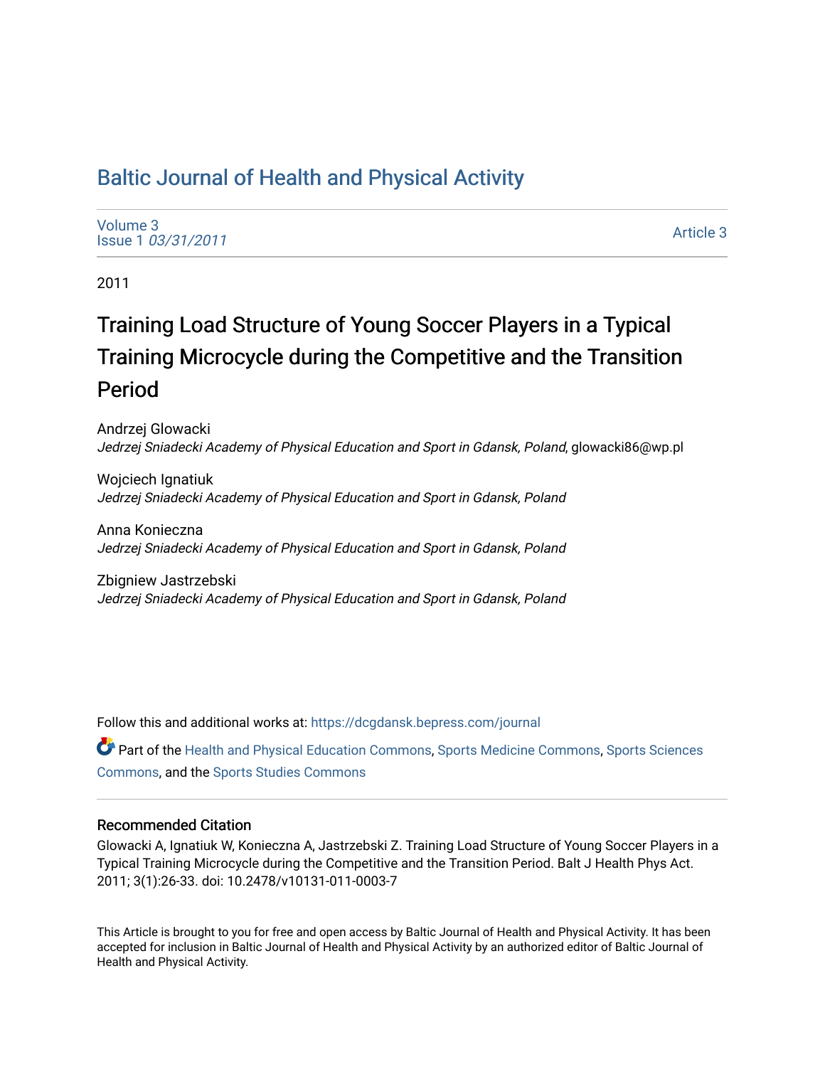# Baltic Journal of Health and Physical Activity

Volume 3
Issue 1 *03/31/2011*

Article 3

2011

## Training Load Structure of Young Soccer Players in a Typical Training Microcycle during the Competitive and the Transition Period

Andrzej Glowacki
*Jedrzej Sniadecki Academy of Physical Education and Sport in Gdansk, Poland*, glowacki86@wp.pl

Wojciech Ignatiuk
*Jedrzej Sniadecki Academy of Physical Education and Sport in Gdansk, Poland*

Anna Konieczna
*Jedrzej Sniadecki Academy of Physical Education and Sport in Gdansk, Poland*

Zbigniew Jastrzebski
*Jedrzej Sniadecki Academy of Physical Education and Sport in Gdansk, Poland*

Follow this and additional works at: https://dcgdansk.bepress.com/journal

Part of the Health and Physical Education Commons, Sports Medicine Commons, Sports Sciences Commons, and the Sports Studies Commons

### Recommended Citation

Glowacki A, Ignatiuk W, Konieczna A, Jastrzebski Z. Training Load Structure of Young Soccer Players in a Typical Training Microcycle during the Competitive and the Transition Period. Balt J Health Phys Act. 2011; 3(1):26-33. doi: 10.2478/v10131-011-0003-7

This Article is brought to you for free and open access by Baltic Journal of Health and Physical Activity. It has been accepted for inclusion in Baltic Journal of Health and Physical Activity by an authorized editor of Baltic Journal of Health and Physical Activity.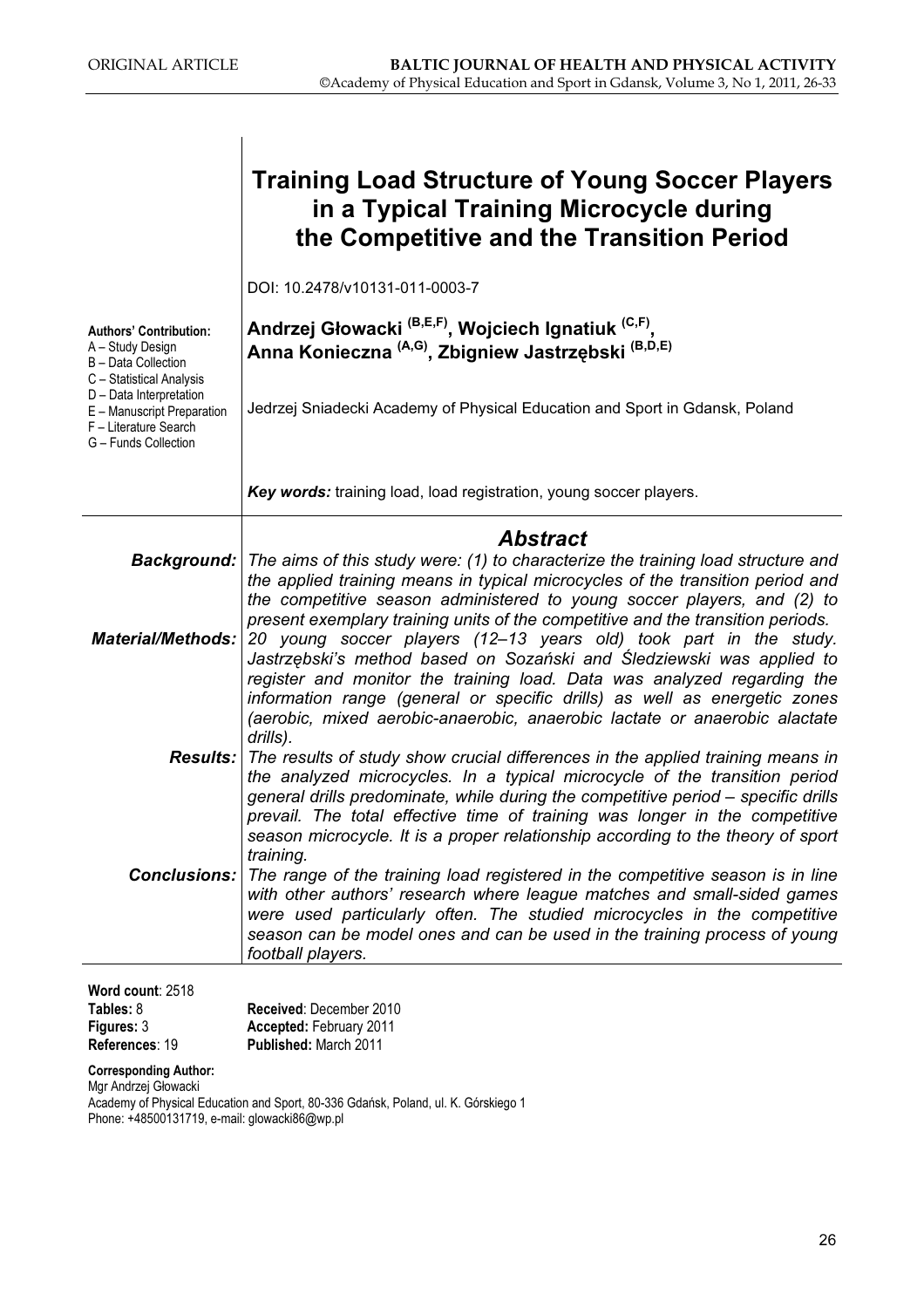ORIGINAL ARTICLE

# Training Load Structure of Young Soccer Players in a Typical Training Microcycle during the Competitive and the Transition Period

DOI: 10.2478/v10131-011-0003-7

**Authors' Contribution:**
A – Study Design
B – Data Collection
C – Statistical Analysis
D – Data Interpretation
E – Manuscript Preparation
F – Literature Search
G – Funds Collection

**Andrzej Głowacki (B,E,F), Wojciech Ignatiuk (C,F), Anna Konieczna (A,G), Zbigniew Jastrzębski (B,D,E)**

Jedrzej Sniadecki Academy of Physical Education and Sport in Gdansk, Poland

***Key words:*** training load, load registration, young soccer players.

## *Abstract*

***Background:*** *The aims of this study were: (1) to characterize the training load structure and the applied training means in typical microcycles of the transition period and the competitive season administered to young soccer players, and (2) to present exemplary training units of the competitive and the transition periods.*

***Material/Methods:*** *20 young soccer players (12–13 years old) took part in the study. Jastrzębski's method based on Sozański and Śledziewski was applied to register and monitor the training load. Data was analyzed regarding the information range (general or specific drills) as well as energetic zones (aerobic, mixed aerobic-anaerobic, anaerobic lactate or anaerobic alactate drills).*

***Results:*** *The results of study show crucial differences in the applied training means in the analyzed microcycles. In a typical microcycle of the transition period general drills predominate, while during the competitive period – specific drills prevail. The total effective time of training was longer in the competitive season microcycle. It is a proper relationship according to the theory of sport training.*

***Conclusions:*** *The range of the training load registered in the competitive season is in line with other authors' research where league matches and small-sided games were used particularly often. The studied microcycles in the competitive season can be model ones and can be used in the training process of young football players.*

**Word count**: 2518
**Tables:** 8
**Figures:** 3
**References**: 19

**Received**: December 2010
**Accepted:** February 2011
**Published:** March 2011

**Corresponding Author:**
Mgr Andrzej Głowacki
Academy of Physical Education and Sport, 80-336 Gdańsk, Poland, ul. K. Górskiego 1
Phone: +48500131719, e-mail: glowacki86@wp.pl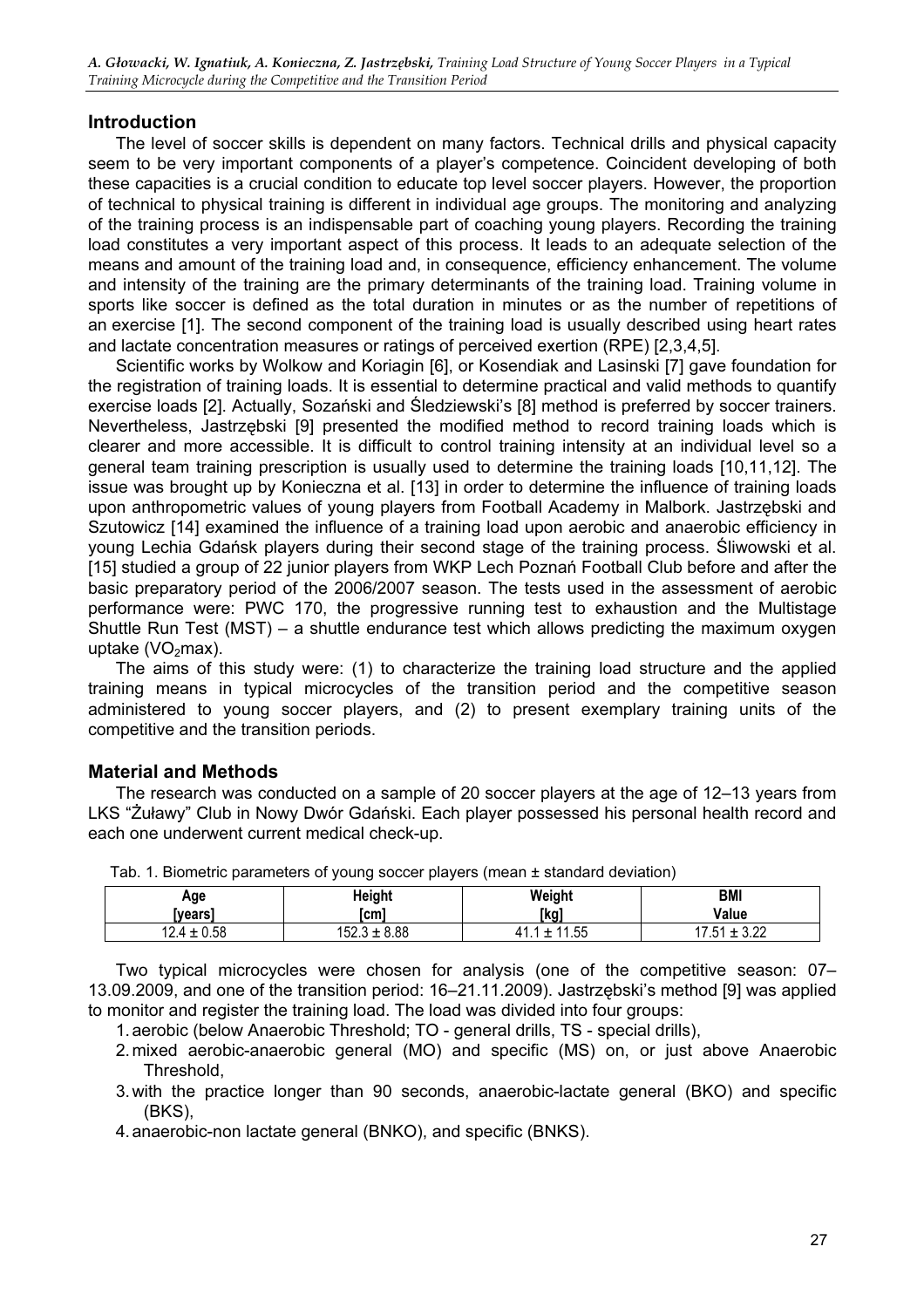## Introduction

The level of soccer skills is dependent on many factors. Technical drills and physical capacity seem to be very important components of a player's competence. Coincident developing of both these capacities is a crucial condition to educate top level soccer players. However, the proportion of technical to physical training is different in individual age groups. The monitoring and analyzing of the training process is an indispensable part of coaching young players. Recording the training load constitutes a very important aspect of this process. It leads to an adequate selection of the means and amount of the training load and, in consequence, efficiency enhancement. The volume and intensity of the training are the primary determinants of the training load. Training volume in sports like soccer is defined as the total duration in minutes or as the number of repetitions of an exercise [1]. The second component of the training load is usually described using heart rates and lactate concentration measures or ratings of perceived exertion (RPE) [2,3,4,5].

Scientific works by Wolkow and Koriagin [6], or Kosendiak and Lasinski [7] gave foundation for the registration of training loads. It is essential to determine practical and valid methods to quantify exercise loads [2]. Actually, Sozański and Śledziewski's [8] method is preferred by soccer trainers. Nevertheless, Jastrzębski [9] presented the modified method to record training loads which is clearer and more accessible. It is difficult to control training intensity at an individual level so a general team training prescription is usually used to determine the training loads [10,11,12]. The issue was brought up by Konieczna et al. [13] in order to determine the influence of training loads upon anthropometric values of young players from Football Academy in Malbork. Jastrzębski and Szutowicz [14] examined the influence of a training load upon aerobic and anaerobic efficiency in young Lechia Gdańsk players during their second stage of the training process. Śliwowski et al. [15] studied a group of 22 junior players from WKP Lech Poznań Football Club before and after the basic preparatory period of the 2006/2007 season. The tests used in the assessment of aerobic performance were: PWC 170, the progressive running test to exhaustion and the Multistage Shuttle Run Test (MST) – a shuttle endurance test which allows predicting the maximum oxygen uptake ($VO_2$max).

The aims of this study were: (1) to characterize the training load structure and the applied training means in typical microcycles of the transition period and the competitive season administered to young soccer players, and (2) to present exemplary training units of the competitive and the transition periods.

## Material and Methods

The research was conducted on a sample of 20 soccer players at the age of 12–13 years from LKS "Żuławy" Club in Nowy Dwór Gdański. Each player possessed his personal health record and each one underwent current medical check-up.

Tab. 1. Biometric parameters of young soccer players (mean ± standard deviation)

| Age [years] | Height [cm] | Weight [kg] | BMI Value |
|---|---|---|---|
| 12.4 ± 0.58 | 152.3 ± 8.88 | 41.1 ± 11.55 | 17.51 ± 3.22 |

Two typical microcycles were chosen for analysis (one of the competitive season: 07–13.09.2009, and one of the transition period: 16–21.11.2009). Jastrzębski's method [9] was applied to monitor and register the training load. The load was divided into four groups:

1. aerobic (below Anaerobic Threshold; TO - general drills, TS - special drills),
2. mixed aerobic-anaerobic general (MO) and specific (MS) on, or just above Anaerobic Threshold,
3. with the practice longer than 90 seconds, anaerobic-lactate general (BKO) and specific (BKS),
4. anaerobic-non lactate general (BNKO), and specific (BNKS).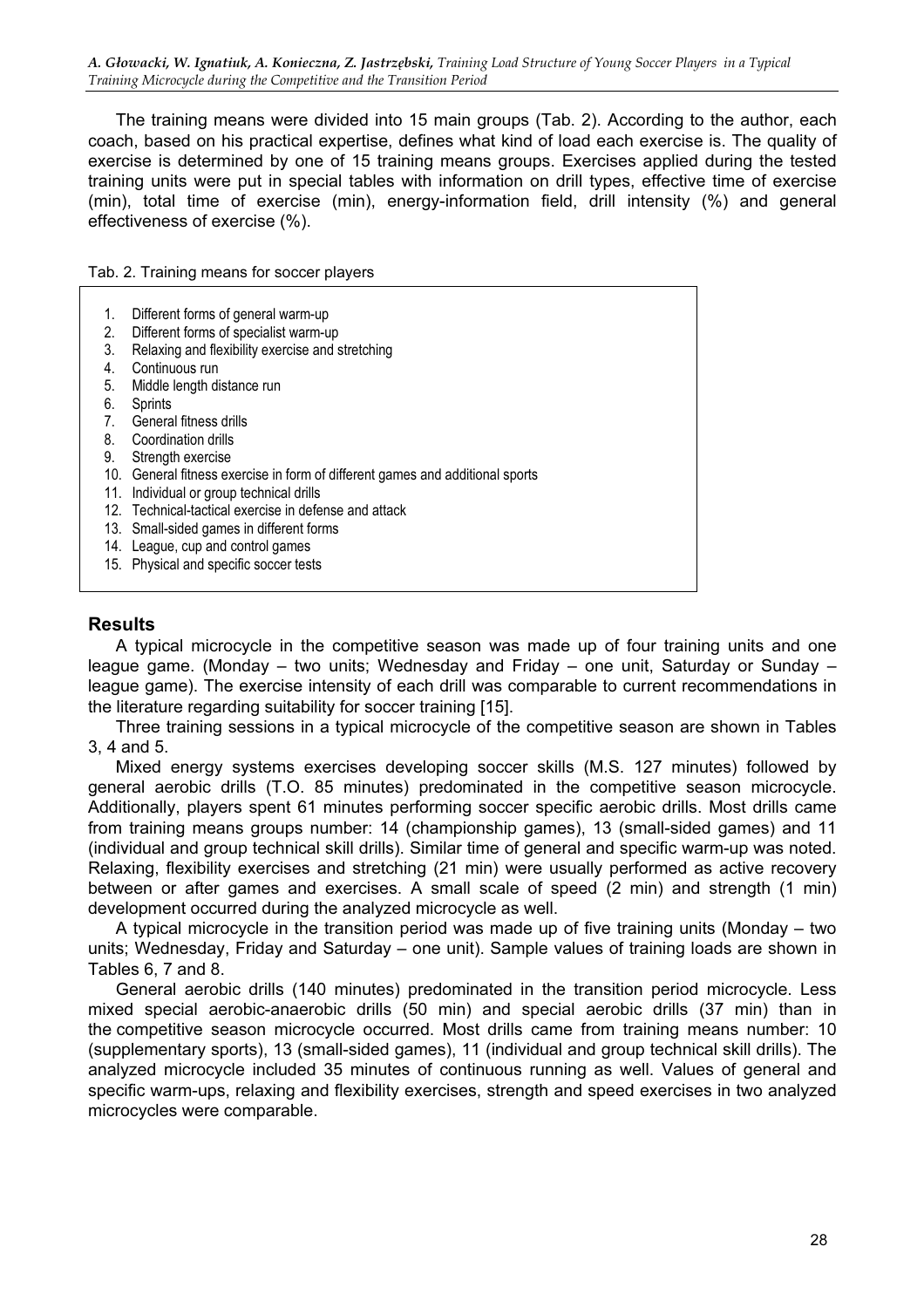The training means were divided into 15 main groups (Tab. 2). According to the author, each coach, based on his practical expertise, defines what kind of load each exercise is. The quality of exercise is determined by one of 15 training means groups. Exercises applied during the tested training units were put in special tables with information on drill types, effective time of exercise (min), total time of exercise (min), energy-information field, drill intensity (%) and general effectiveness of exercise (%).

Tab. 2. Training means for soccer players

1. Different forms of general warm-up
2. Different forms of specialist warm-up
3. Relaxing and flexibility exercise and stretching
4. Continuous run
5. Middle length distance run
6. Sprints
7. General fitness drills
8. Coordination drills
9. Strength exercise
10. General fitness exercise in form of different games and additional sports
11. Individual or group technical drills
12. Technical-tactical exercise in defense and attack
13. Small-sided games in different forms
14. League, cup and control games
15. Physical and specific soccer tests

## Results

A typical microcycle in the competitive season was made up of four training units and one league game. (Monday – two units; Wednesday and Friday – one unit, Saturday or Sunday – league game). The exercise intensity of each drill was comparable to current recommendations in the literature regarding suitability for soccer training [15].

Three training sessions in a typical microcycle of the competitive season are shown in Tables 3, 4 and 5.

Mixed energy systems exercises developing soccer skills (M.S. 127 minutes) followed by general aerobic drills (T.O. 85 minutes) predominated in the competitive season microcycle. Additionally, players spent 61 minutes performing soccer specific aerobic drills. Most drills came from training means groups number: 14 (championship games), 13 (small-sided games) and 11 (individual and group technical skill drills). Similar time of general and specific warm-up was noted. Relaxing, flexibility exercises and stretching (21 min) were usually performed as active recovery between or after games and exercises. A small scale of speed (2 min) and strength (1 min) development occurred during the analyzed microcycle as well.

A typical microcycle in the transition period was made up of five training units (Monday – two units; Wednesday, Friday and Saturday – one unit). Sample values of training loads are shown in Tables 6, 7 and 8.

General aerobic drills (140 minutes) predominated in the transition period microcycle. Less mixed special aerobic-anaerobic drills (50 min) and special aerobic drills (37 min) than in the competitive season microcycle occurred. Most drills came from training means number: 10 (supplementary sports), 13 (small-sided games), 11 (individual and group technical skill drills). The analyzed microcycle included 35 minutes of continuous running as well. Values of general and specific warm-ups, relaxing and flexibility exercises, strength and speed exercises in two analyzed microcycles were comparable.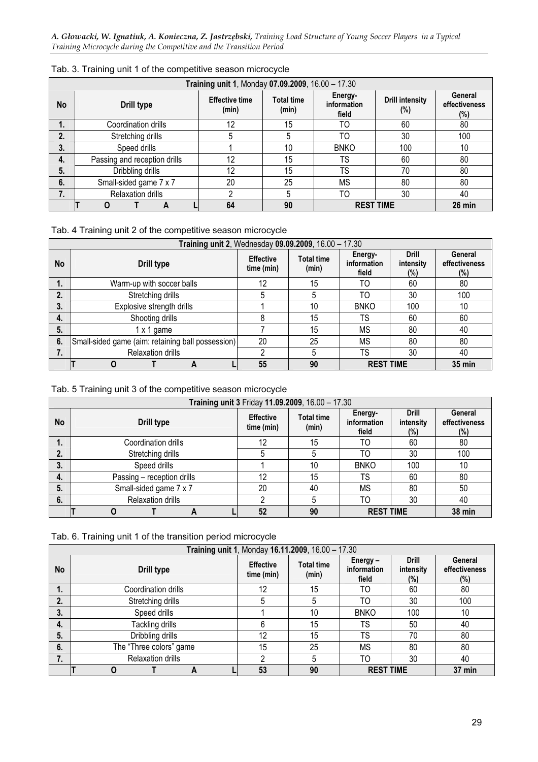Tab. 3. Training unit 1 of the competitive season microcycle

| Training unit 1, Monday 07.09.2009, 16.00 – 17.30 | | | | | | |
|---|---|---|---|---|---|---|
| **No** | **Drill type** | **Effective time (min)** | **Total time (min)** | **Energy-information field** | **Drill intensity (%)** | **General effectiveness (%)** |
| 1. | Coordination drills | 12 | 15 | TO | 60 | 80 |
| 2. | Stretching drills | 5 | 5 | TO | 30 | 100 |
| 3. | Speed drills | 1 | 10 | BNKO | 100 | 10 |
| 4. | Passing and reception drills | 12 | 15 | TS | 60 | 80 |
| 5. | Dribbling drills | 12 | 15 | TS | 70 | 80 |
| 6. | Small-sided game 7 x 7 | 20 | 25 | MS | 80 | 80 |
| 7. | Relaxation drills | 2 | 5 | TO | 30 | 40 |
| | **TOTAL** | **64** | **90** | **REST TIME** | | **26 min** |

Tab. 4 Training unit 2 of the competitive season microcycle

| Training unit 2, Wednesday 09.09.2009, 16.00 – 17.30 | | | | | | |
|---|---|---|---|---|---|---|
| **No** | **Drill type** | **Effective time (min)** | **Total time (min)** | **Energy-information field** | **Drill intensity (%)** | **General effectiveness (%)** |
| 1. | Warm-up with soccer balls | 12 | 15 | TO | 60 | 80 |
| 2. | Stretching drills | 5 | 5 | TO | 30 | 100 |
| 3. | Explosive strength drills | 1 | 10 | BNKO | 100 | 10 |
| 4. | Shooting drills | 8 | 15 | TS | 60 | 60 |
| 5. | 1 x 1 game | 7 | 15 | MS | 80 | 40 |
| 6. | Small-sided game (aim: retaining ball possession) | 20 | 25 | MS | 80 | 80 |
| 7. | Relaxation drills | 2 | 5 | TS | 30 | 40 |
| | **TOTAL** | **55** | **90** | **REST TIME** | | **35 min** |

Tab. 5 Training unit 3 of the competitive season microcycle

| Training unit 3 Friday 11.09.2009, 16.00 – 17.30 | | | | | | |
|---|---|---|---|---|---|---|
| **No** | **Drill type** | **Effective time (min)** | **Total time (min)** | **Energy-information field** | **Drill intensity (%)** | **General effectiveness (%)** |
| 1. | Coordination drills | 12 | 15 | TO | 60 | 80 |
| 2. | Stretching drills | 5 | 5 | TO | 30 | 100 |
| 3. | Speed drills | 1 | 10 | BNKO | 100 | 10 |
| 4. | Passing – reception drills | 12 | 15 | TS | 60 | 80 |
| 5. | Small-sided game 7 x 7 | 20 | 40 | MS | 80 | 50 |
| 6. | Relaxation drills | 2 | 5 | TO | 30 | 40 |
| | **TOTAL** | **52** | **90** | **REST TIME** | | **38 min** |

Tab. 6. Training unit 1 of the transition period microcycle

| Training unit 1, Monday 16.11.2009, 16.00 – 17.30 | | | | | | |
|---|---|---|---|---|---|---|
| **No** | **Drill type** | **Effective time (min)** | **Total time (min)** | **Energy – information field** | **Drill intensity (%)** | **General effectiveness (%)** |
| 1. | Coordination drills | 12 | 15 | TO | 60 | 80 |
| 2. | Stretching drills | 5 | 5 | TO | 30 | 100 |
| 3. | Speed drills | 1 | 10 | BNKO | 100 | 10 |
| 4. | Tackling drills | 6 | 15 | TS | 50 | 40 |
| 5. | Dribbling drills | 12 | 15 | TS | 70 | 80 |
| 6. | The "Three colors" game | 15 | 25 | MS | 80 | 80 |
| 7. | Relaxation drills | 2 | 5 | TO | 30 | 40 |
| | **TOTAL** | **53** | **90** | **REST TIME** | | **37 min** |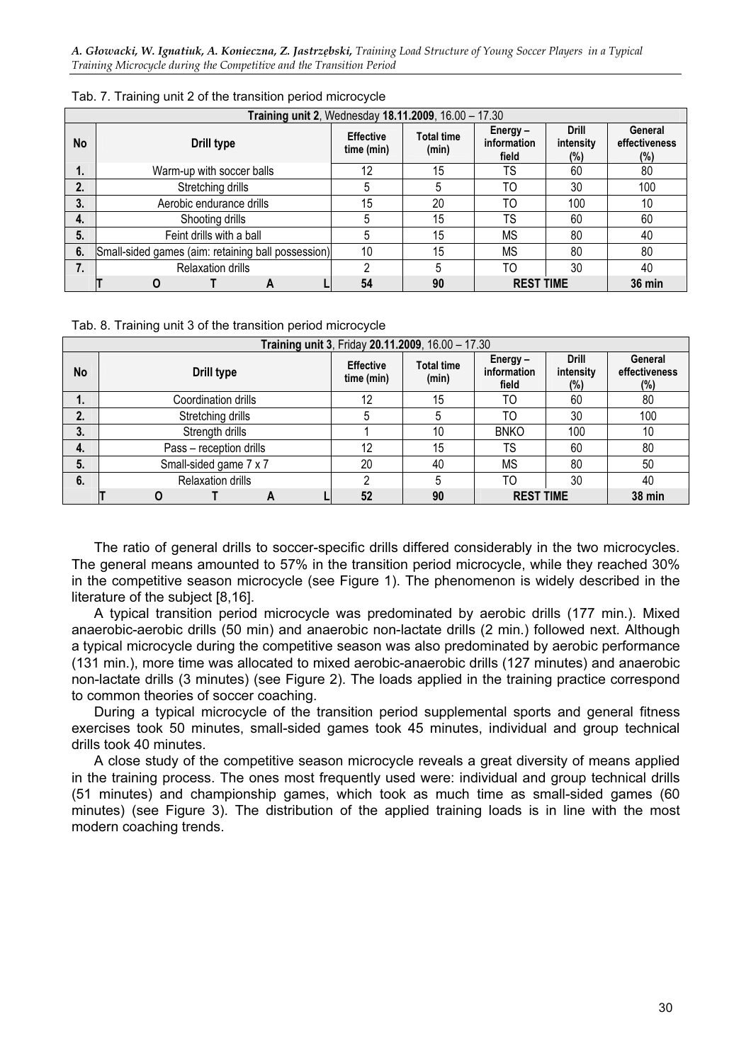Tab. 7. Training unit 2 of the transition period microcycle

| Training unit 2, Wednesday **18.11.2009**, 16.00 – 17.30 | | | | | | |
|---|---|---|---|---|---|---|
| **No** | **Drill type** | **Effective time (min)** | **Total time (min)** | **Energy – information field** | **Drill intensity (%)** | **General effectiveness (%)** |
| **1.** | Warm-up with soccer balls | 12 | 15 | TS | 60 | 80 |
| **2.** | Stretching drills | 5 | 5 | TO | 30 | 100 |
| **3.** | Aerobic endurance drills | 15 | 20 | TO | 100 | 10 |
| **4.** | Shooting drills | 5 | 15 | TS | 60 | 60 |
| **5.** | Feint drills with a ball | 5 | 15 | MS | 80 | 40 |
| **6.** | Small-sided games (aim: retaining ball possession) | 10 | 15 | MS | 80 | 80 |
| **7.** | Relaxation drills | 2 | 5 | TO | 30 | 40 |
| | **TOTAL** | **54** | **90** | **REST TIME** | | **36 min** |

Tab. 8. Training unit 3 of the transition period microcycle

| Training unit 3, Friday **20.11.2009**, 16.00 – 17.30 | | | | | | |
|---|---|---|---|---|---|---|
| **No** | **Drill type** | **Effective time (min)** | **Total time (min)** | **Energy – information field** | **Drill intensity (%)** | **General effectiveness (%)** |
| **1.** | Coordination drills | 12 | 15 | TO | 60 | 80 |
| **2.** | Stretching drills | 5 | 5 | TO | 30 | 100 |
| **3.** | Strength drills | 1 | 10 | BNKO | 100 | 10 |
| **4.** | Pass – reception drills | 12 | 15 | TS | 60 | 80 |
| **5.** | Small-sided game 7 x 7 | 20 | 40 | MS | 80 | 50 |
| **6.** | Relaxation drills | 2 | 5 | TO | 30 | 40 |
| | **TOTAL** | **52** | **90** | **REST TIME** | | **38 min** |

The ratio of general drills to soccer-specific drills differed considerably in the two microcycles. The general means amounted to 57% in the transition period microcycle, while they reached 30% in the competitive season microcycle (see Figure 1). The phenomenon is widely described in the literature of the subject [8,16].

A typical transition period microcycle was predominated by aerobic drills (177 min.). Mixed anaerobic-aerobic drills (50 min) and anaerobic non-lactate drills (2 min.) followed next. Although a typical microcycle during the competitive season was also predominated by aerobic performance (131 min.), more time was allocated to mixed aerobic-anaerobic drills (127 minutes) and anaerobic non-lactate drills (3 minutes) (see Figure 2). The loads applied in the training practice correspond to common theories of soccer coaching.

During a typical microcycle of the transition period supplemental sports and general fitness exercises took 50 minutes, small-sided games took 45 minutes, individual and group technical drills took 40 minutes.

A close study of the competitive season microcycle reveals a great diversity of means applied in the training process. The ones most frequently used were: individual and group technical drills (51 minutes) and championship games, which took as much time as small-sided games (60 minutes) (see Figure 3). The distribution of the applied training loads is in line with the most modern coaching trends.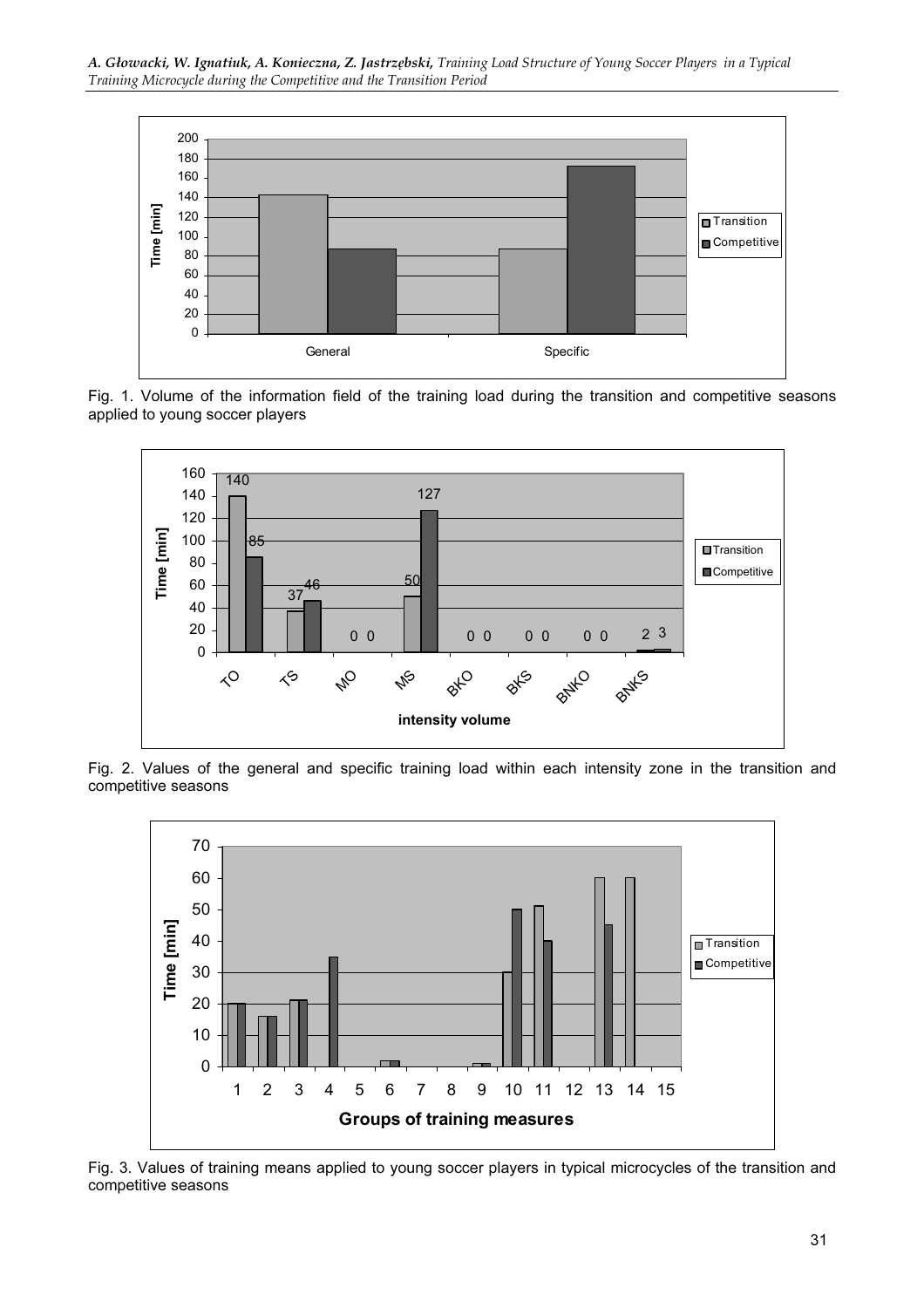Fig. 1. Volume of the information field of the training load during the transition and competitive seasons applied to young soccer players

Fig. 2. Values of the general and specific training load within each intensity zone in the transition and competitive seasons

Fig. 3. Values of training means applied to young soccer players in typical microcycles of the transition and competitive seasons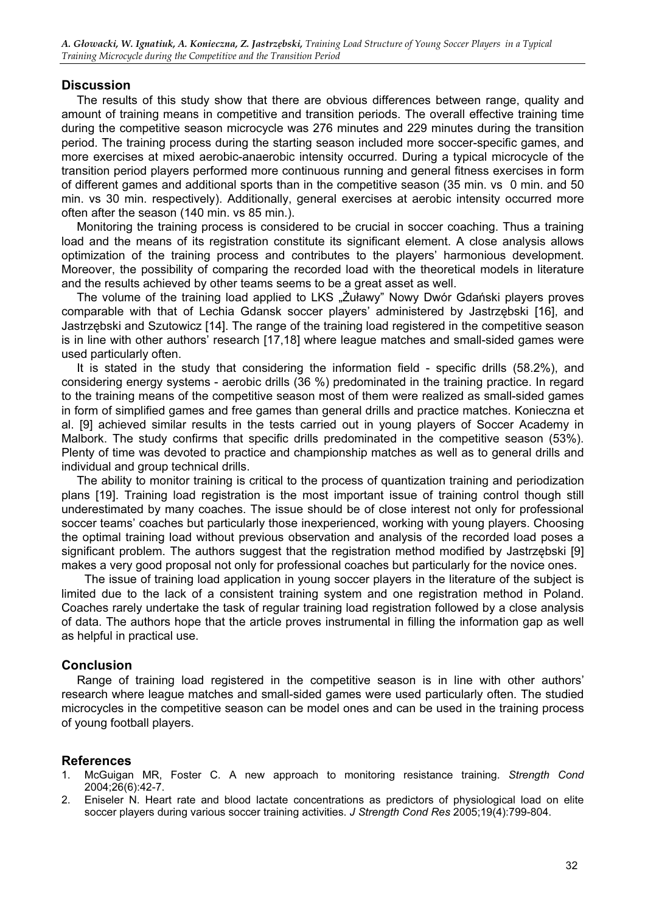## Discussion

The results of this study show that there are obvious differences between range, quality and amount of training means in competitive and transition periods. The overall effective training time during the competitive season microcycle was 276 minutes and 229 minutes during the transition period. The training process during the starting season included more soccer-specific games, and more exercises at mixed aerobic-anaerobic intensity occurred. During a typical microcycle of the transition period players performed more continuous running and general fitness exercises in form of different games and additional sports than in the competitive season (35 min. vs 0 min. and 50 min. vs 30 min. respectively). Additionally, general exercises at aerobic intensity occurred more often after the season (140 min. vs 85 min.).

Monitoring the training process is considered to be crucial in soccer coaching. Thus a training load and the means of its registration constitute its significant element. A close analysis allows optimization of the training process and contributes to the players' harmonious development. Moreover, the possibility of comparing the recorded load with the theoretical models in literature and the results achieved by other teams seems to be a great asset as well.

The volume of the training load applied to LKS „Żuławy" Nowy Dwór Gdański players proves comparable with that of Lechia Gdansk soccer players' administered by Jastrzębski [16], and Jastrzębski and Szutowicz [14]. The range of the training load registered in the competitive season is in line with other authors' research [17,18] where league matches and small-sided games were used particularly often.

It is stated in the study that considering the information field - specific drills (58.2%), and considering energy systems - aerobic drills (36 %) predominated in the training practice. In regard to the training means of the competitive season most of them were realized as small-sided games in form of simplified games and free games than general drills and practice matches. Konieczna et al. [9] achieved similar results in the tests carried out in young players of Soccer Academy in Malbork. The study confirms that specific drills predominated in the competitive season (53%). Plenty of time was devoted to practice and championship matches as well as to general drills and individual and group technical drills.

The ability to monitor training is critical to the process of quantization training and periodization plans [19]. Training load registration is the most important issue of training control though still underestimated by many coaches. The issue should be of close interest not only for professional soccer teams' coaches but particularly those inexperienced, working with young players. Choosing the optimal training load without previous observation and analysis of the recorded load poses a significant problem. The authors suggest that the registration method modified by Jastrzębski [9] makes a very good proposal not only for professional coaches but particularly for the novice ones.

The issue of training load application in young soccer players in the literature of the subject is limited due to the lack of a consistent training system and one registration method in Poland. Coaches rarely undertake the task of regular training load registration followed by a close analysis of data. The authors hope that the article proves instrumental in filling the information gap as well as helpful in practical use.

## Conclusion

Range of training load registered in the competitive season is in line with other authors' research where league matches and small-sided games were used particularly often. The studied microcycles in the competitive season can be model ones and can be used in the training process of young football players.

## References

1. McGuigan MR, Foster C. A new approach to monitoring resistance training. *Strength Cond* 2004;26(6):42-7.
2. Eniseler N. Heart rate and blood lactate concentrations as predictors of physiological load on elite soccer players during various soccer training activities. *J Strength Cond Res* 2005;19(4):799-804.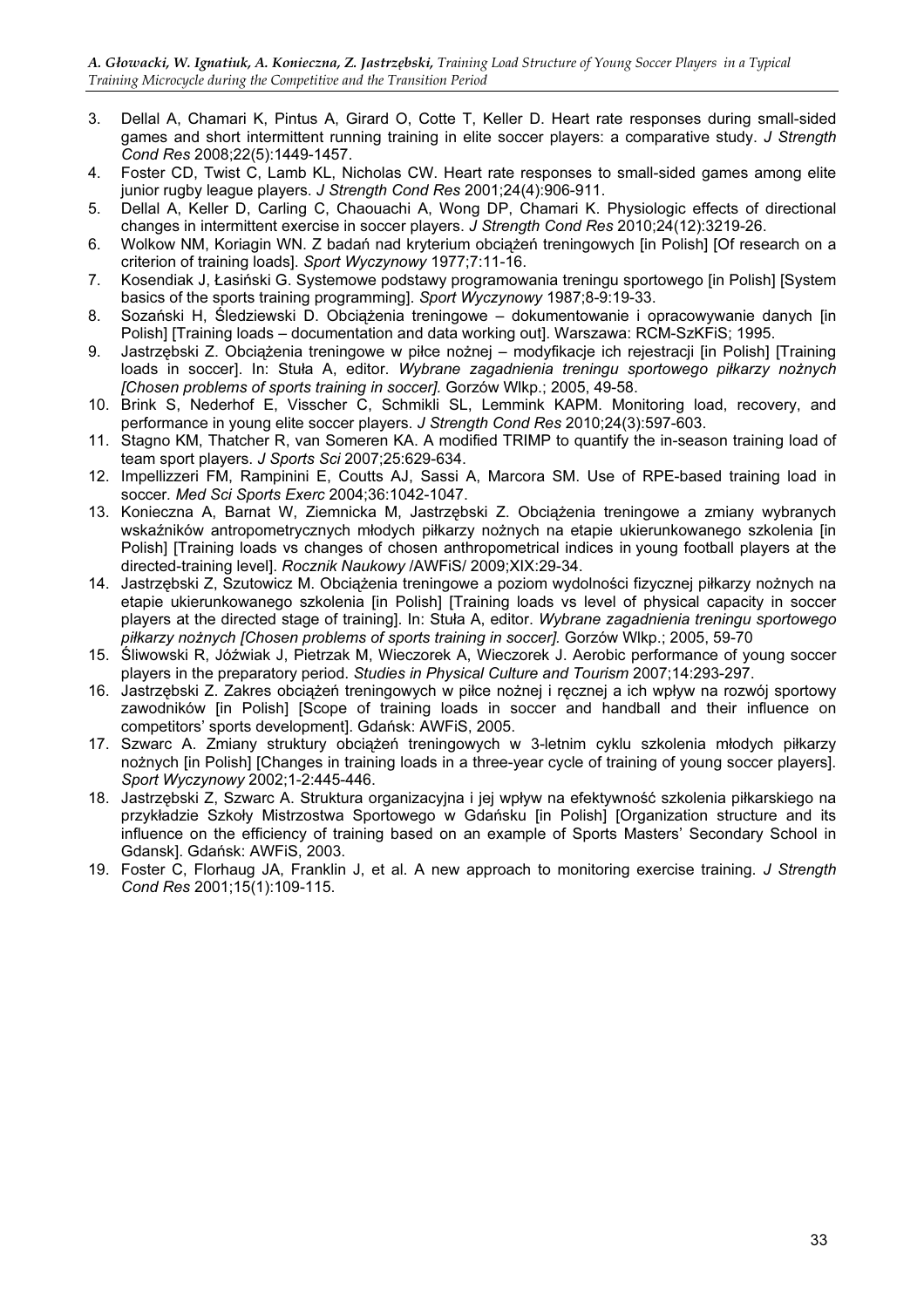3. Dellal A, Chamari K, Pintus A, Girard O, Cotte T, Keller D. Heart rate responses during small-sided games and short intermittent running training in elite soccer players: a comparative study. *J Strength Cond Res* 2008;22(5):1449-1457.
4. Foster CD, Twist C, Lamb KL, Nicholas CW. Heart rate responses to small-sided games among elite junior rugby league players. *J Strength Cond Res* 2001;24(4):906-911.
5. Dellal A, Keller D, Carling C, Chaouachi A, Wong DP, Chamari K. Physiologic effects of directional changes in intermittent exercise in soccer players. *J Strength Cond Res* 2010;24(12):3219-26.
6. Wolkow NM, Koriagin WN. Z badań nad kryterium obciążeń treningowych [in Polish] [Of research on a criterion of training loads]. *Sport Wyczynowy* 1977;7:11-16.
7. Kosendiak J, Łasiński G. Systemowe podstawy programowania treningu sportowego [in Polish] [System basics of the sports training programming]. *Sport Wyczynowy* 1987;8-9:19-33.
8. Sozański H, Śledziewski D. Obciążenia treningowe – dokumentowanie i opracowywanie danych [in Polish] [Training loads – documentation and data working out]. Warszawa: RCM-SzKFiS; 1995.
9. Jastrzębski Z. Obciążenia treningowe w piłce nożnej – modyfikacje ich rejestracji [in Polish] [Training loads in soccer]. In: Stuła A, editor. *Wybrane zagadnienia treningu sportowego piłkarzy nożnych [Chosen problems of sports training in soccer].* Gorzów Wlkp.; 2005, 49-58.
10. Brink S, Nederhof E, Visscher C, Schmikli SL, Lemmink KAPM. Monitoring load, recovery, and performance in young elite soccer players. *J Strength Cond Res* 2010;24(3):597-603.
11. Stagno KM, Thatcher R, van Someren KA. A modified TRIMP to quantify the in-season training load of team sport players. *J Sports Sci* 2007;25:629-634.
12. Impellizzeri FM, Rampinini E, Coutts AJ, Sassi A, Marcora SM. Use of RPE-based training load in soccer. *Med Sci Sports Exerc* 2004;36:1042-1047.
13. Konieczna A, Barnat W, Ziemnicka M, Jastrzębski Z. Obciążenia treningowe a zmiany wybranych wskaźników antropometrycznych młodych piłkarzy nożnych na etapie ukierunkowanego szkolenia [in Polish] [Training loads vs changes of chosen anthropometrical indices in young football players at the directed-training level]. *Rocznik Naukowy* /AWFiS/ 2009;XIX:29-34.
14. Jastrzębski Z, Szutowicz M. Obciążenia treningowe a poziom wydolności fizycznej piłkarzy nożnych na etapie ukierunkowanego szkolenia [in Polish] [Training loads vs level of physical capacity in soccer players at the directed stage of training]. In: Stuła A, editor. *Wybrane zagadnienia treningu sportowego piłkarzy nożnych [Chosen problems of sports training in soccer].* Gorzów Wlkp.; 2005, 59-70
15. Śliwowski R, Jóźwiak J, Pietrzak M, Wieczorek A, Wieczorek J. Aerobic performance of young soccer players in the preparatory period. *Studies in Physical Culture and Tourism* 2007;14:293-297.
16. Jastrzębski Z. Zakres obciążeń treningowych w piłce nożnej i ręcznej a ich wpływ na rozwój sportowy zawodników [in Polish] [Scope of training loads in soccer and handball and their influence on competitors' sports development]. Gdańsk: AWFiS, 2005.
17. Szwarc A. Zmiany struktury obciążeń treningowych w 3-letnim cyklu szkolenia młodych piłkarzy nożnych [in Polish] [Changes in training loads in a three-year cycle of training of young soccer players]. *Sport Wyczynowy* 2002;1-2:445-446.
18. Jastrzębski Z, Szwarc A. Struktura organizacyjna i jej wpływ na efektywność szkolenia piłkarskiego na przykładzie Szkoły Mistrzostwa Sportowego w Gdańsku [in Polish] [Organization structure and its influence on the efficiency of training based on an example of Sports Masters' Secondary School in Gdansk]. Gdańsk: AWFiS, 2003.
19. Foster C, Florhaug JA, Franklin J, et al. A new approach to monitoring exercise training. *J Strength Cond Res* 2001;15(1):109-115.